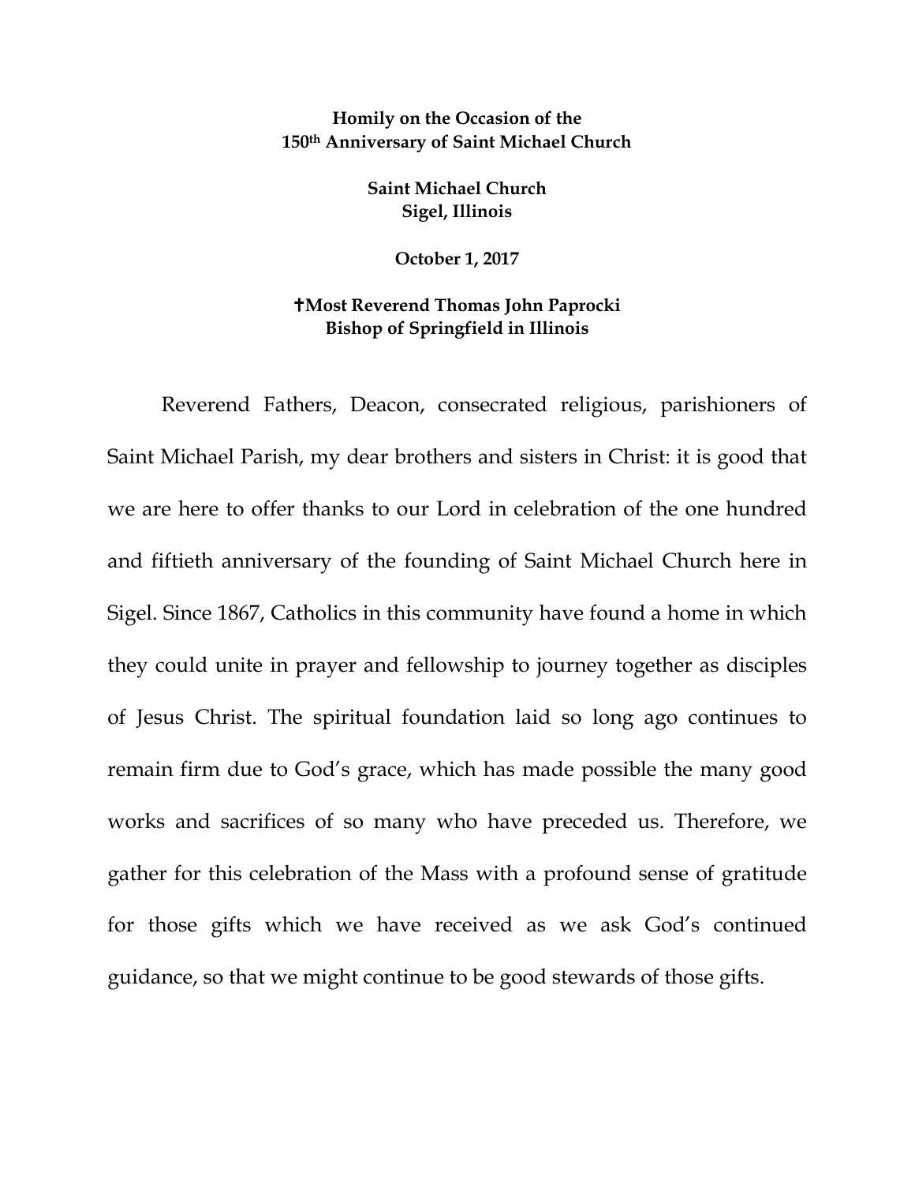**Homily on the Occasion of the 150th Anniversary of Saint Michael Church**

**Saint Michael Church**
**Sigel, Illinois**

**October 1, 2017**

**✝Most Reverend Thomas John Paprocki**
**Bishop of Springfield in Illinois**

Reverend Fathers, Deacon, consecrated religious, parishioners of Saint Michael Parish, my dear brothers and sisters in Christ: it is good that we are here to offer thanks to our Lord in celebration of the one hundred and fiftieth anniversary of the founding of Saint Michael Church here in Sigel. Since 1867, Catholics in this community have found a home in which they could unite in prayer and fellowship to journey together as disciples of Jesus Christ. The spiritual foundation laid so long ago continues to remain firm due to God's grace, which has made possible the many good works and sacrifices of so many who have preceded us. Therefore, we gather for this celebration of the Mass with a profound sense of gratitude for those gifts which we have received as we ask God's continued guidance, so that we might continue to be good stewards of those gifts.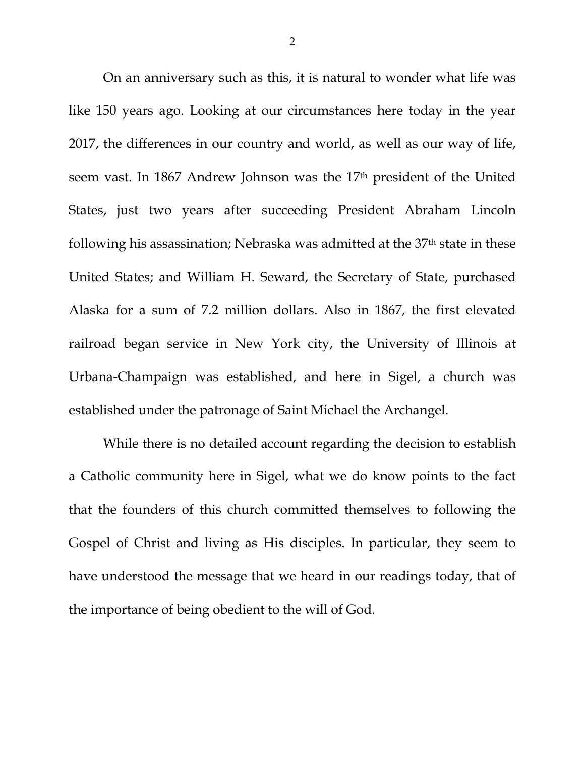On an anniversary such as this, it is natural to wonder what life was like 150 years ago. Looking at our circumstances here today in the year 2017, the differences in our country and world, as well as our way of life, seem vast. In 1867 Andrew Johnson was the 17th president of the United States, just two years after succeeding President Abraham Lincoln following his assassination; Nebraska was admitted at the 37th state in these United States; and William H. Seward, the Secretary of State, purchased Alaska for a sum of 7.2 million dollars. Also in 1867, the first elevated railroad began service in New York city, the University of Illinois at Urbana-Champaign was established, and here in Sigel, a church was established under the patronage of Saint Michael the Archangel.

While there is no detailed account regarding the decision to establish a Catholic community here in Sigel, what we do know points to the fact that the founders of this church committed themselves to following the Gospel of Christ and living as His disciples. In particular, they seem to have understood the message that we heard in our readings today, that of the importance of being obedient to the will of God.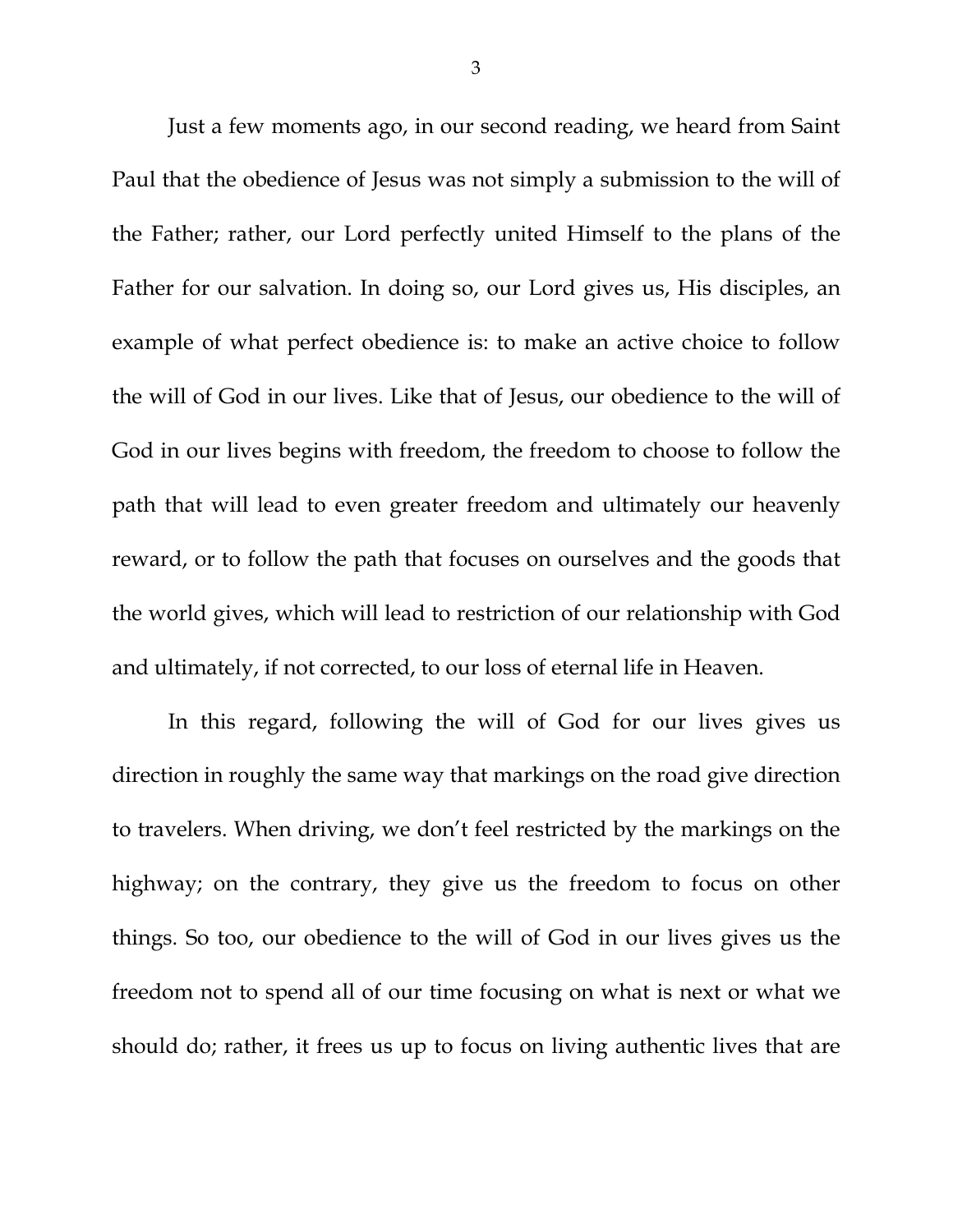Just a few moments ago, in our second reading, we heard from Saint Paul that the obedience of Jesus was not simply a submission to the will of the Father; rather, our Lord perfectly united Himself to the plans of the Father for our salvation. In doing so, our Lord gives us, His disciples, an example of what perfect obedience is: to make an active choice to follow the will of God in our lives. Like that of Jesus, our obedience to the will of God in our lives begins with freedom, the freedom to choose to follow the path that will lead to even greater freedom and ultimately our heavenly reward, or to follow the path that focuses on ourselves and the goods that the world gives, which will lead to restriction of our relationship with God and ultimately, if not corrected, to our loss of eternal life in Heaven.

In this regard, following the will of God for our lives gives us direction in roughly the same way that markings on the road give direction to travelers. When driving, we don't feel restricted by the markings on the highway; on the contrary, they give us the freedom to focus on other things. So too, our obedience to the will of God in our lives gives us the freedom not to spend all of our time focusing on what is next or what we should do; rather, it frees us up to focus on living authentic lives that are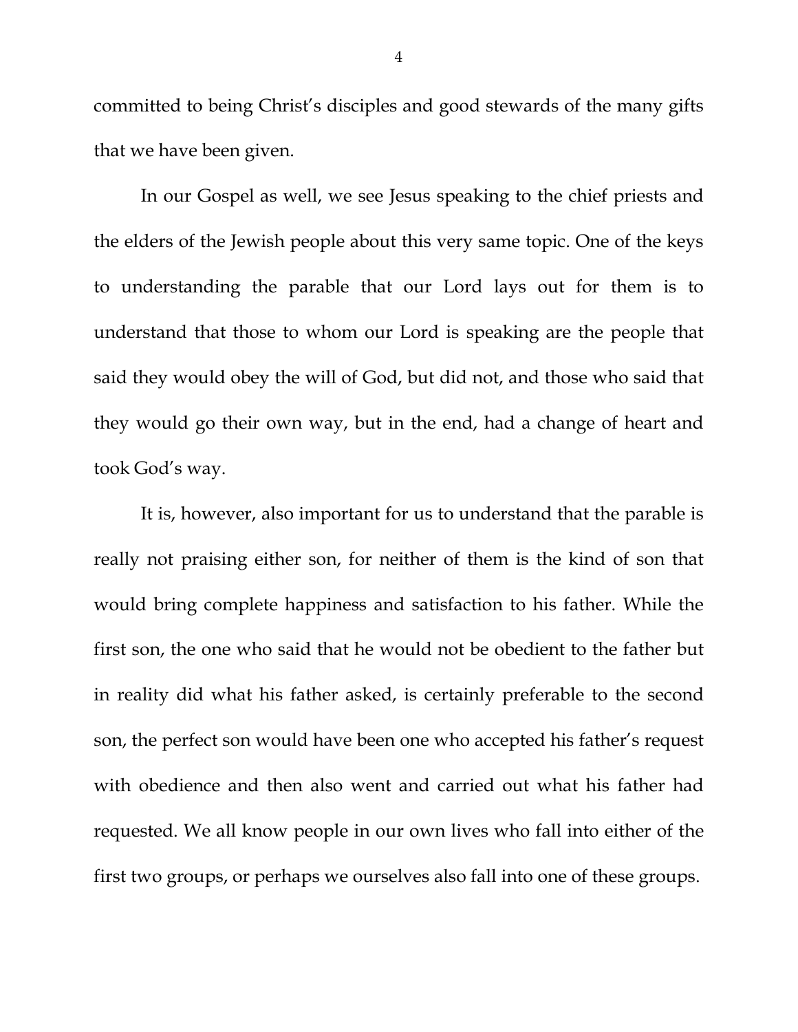committed to being Christ's disciples and good stewards of the many gifts that we have been given.

In our Gospel as well, we see Jesus speaking to the chief priests and the elders of the Jewish people about this very same topic. One of the keys to understanding the parable that our Lord lays out for them is to understand that those to whom our Lord is speaking are the people that said they would obey the will of God, but did not, and those who said that they would go their own way, but in the end, had a change of heart and took God's way.

It is, however, also important for us to understand that the parable is really not praising either son, for neither of them is the kind of son that would bring complete happiness and satisfaction to his father. While the first son, the one who said that he would not be obedient to the father but in reality did what his father asked, is certainly preferable to the second son, the perfect son would have been one who accepted his father's request with obedience and then also went and carried out what his father had requested. We all know people in our own lives who fall into either of the first two groups, or perhaps we ourselves also fall into one of these groups.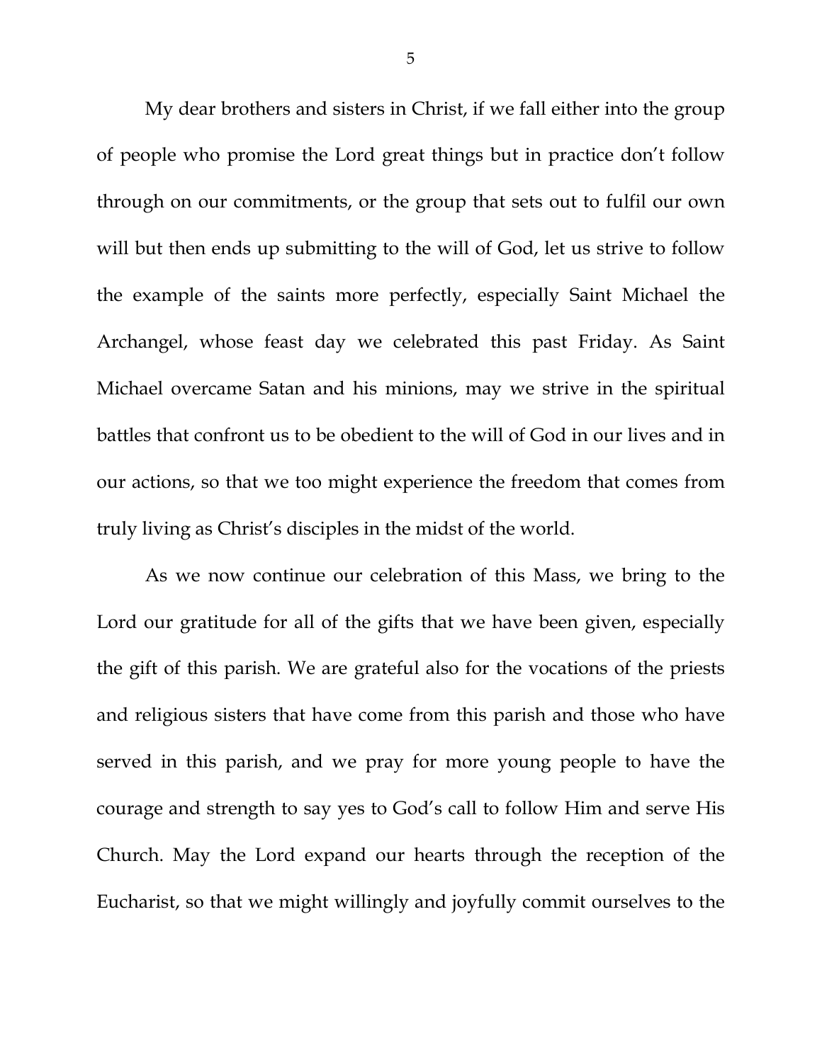My dear brothers and sisters in Christ, if we fall either into the group of people who promise the Lord great things but in practice don't follow through on our commitments, or the group that sets out to fulfil our own will but then ends up submitting to the will of God, let us strive to follow the example of the saints more perfectly, especially Saint Michael the Archangel, whose feast day we celebrated this past Friday. As Saint Michael overcame Satan and his minions, may we strive in the spiritual battles that confront us to be obedient to the will of God in our lives and in our actions, so that we too might experience the freedom that comes from truly living as Christ's disciples in the midst of the world.

As we now continue our celebration of this Mass, we bring to the Lord our gratitude for all of the gifts that we have been given, especially the gift of this parish. We are grateful also for the vocations of the priests and religious sisters that have come from this parish and those who have served in this parish, and we pray for more young people to have the courage and strength to say yes to God's call to follow Him and serve His Church. May the Lord expand our hearts through the reception of the Eucharist, so that we might willingly and joyfully commit ourselves to the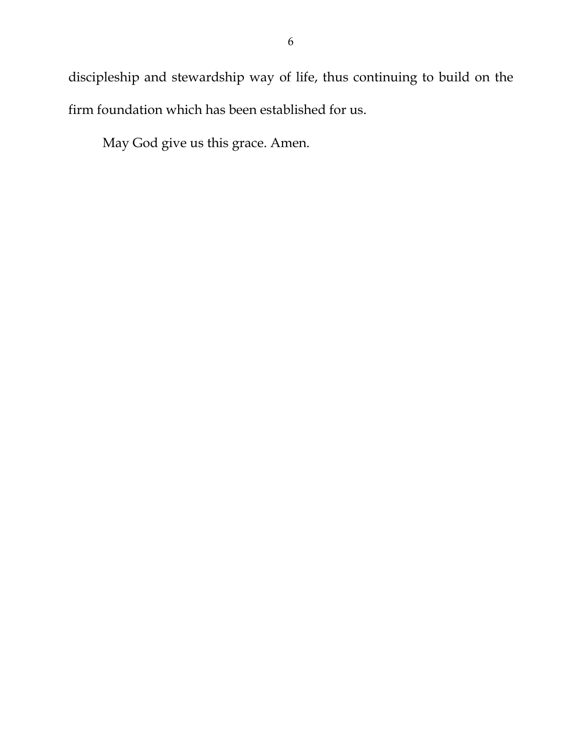discipleship and stewardship way of life, thus continuing to build on the firm foundation which has been established for us.

May God give us this grace. Amen.